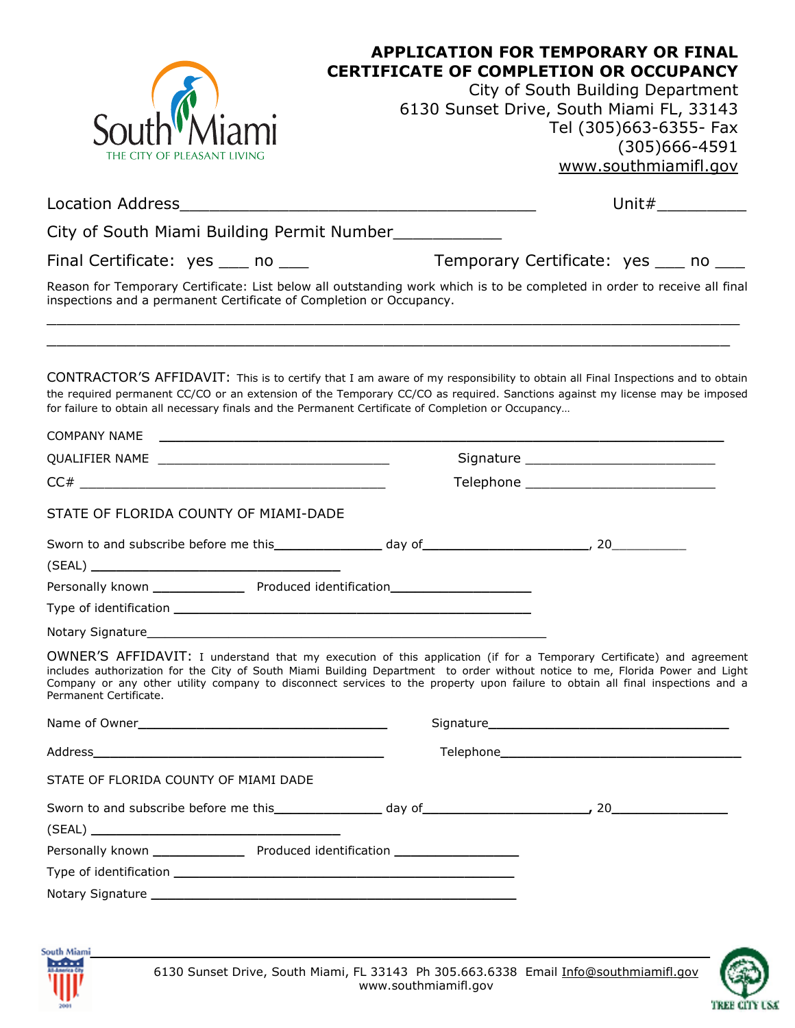South Miami
THE CITY OF PLEASANT LIVING

# APPLICATION FOR TEMPORARY OR FINAL CERTIFICATE OF COMPLETION OR OCCUPANCY

City of South Building Department
6130 Sunset Drive, South Miami FL, 33143
Tel (305)663-6355- Fax (305)666-4591
www.southmiamifl.gov

Location Address_____________________________________ Unit#_________

City of South Miami Building Permit Number___________

Final Certificate: yes ___ no ___ Temporary Certificate: yes ___ no ___

Reason for Temporary Certificate: List below all outstanding work which is to be completed in order to receive all final inspections and a permanent Certificate of Completion or Occupancy.

______________________________________________________________________________

______________________________________________________________________________

CONTRACTOR'S AFFIDAVIT: This is to certify that I am aware of my responsibility to obtain all Final Inspections and to obtain the required permanent CC/CO or an extension of the Temporary CC/CO as required. Sanctions against my license may be imposed for failure to obtain all necessary finals and the Permanent Certificate of Completion or Occupancy…

COMPANY NAME ____________________________________________________________

QUALIFIER NAME ______________________________ Signature _______________________

CC# ________________________________________ Telephone _______________________

STATE OF FLORIDA COUNTY OF MIAMI-DADE

Sworn to and subscribe before me this_____________ day of____________________, 20_________

(SEAL) ________________________________

Personally known ____________ Produced identification__________________

Type of identification _______________________________________________

Notary Signature____________________________________________________

OWNER'S AFFIDAVIT: I understand that my execution of this application (if for a Temporary Certificate) and agreement includes authorization for the City of South Miami Building Department to order without notice to me, Florida Power and Light Company or any other utility company to disconnect services to the property upon failure to obtain all final inspections and a Permanent Certificate.

Name of Owner________________________________ Signature________________________________

Address_______________________________________ Telephone_______________________________

STATE OF FLORIDA COUNTY OF MIAMI DADE

Sworn to and subscribe before me this_____________ day of____________________, 20______________

(SEAL) ________________________________

Personally known ____________ Produced identification ________________

Type of identification ______________________________________________

Notary Signature ___________________________________________________

6130 Sunset Drive, South Miami, FL 33143 Ph 305.663.6338 Email Info@southmiamifl.gov
www.southmiamifl.gov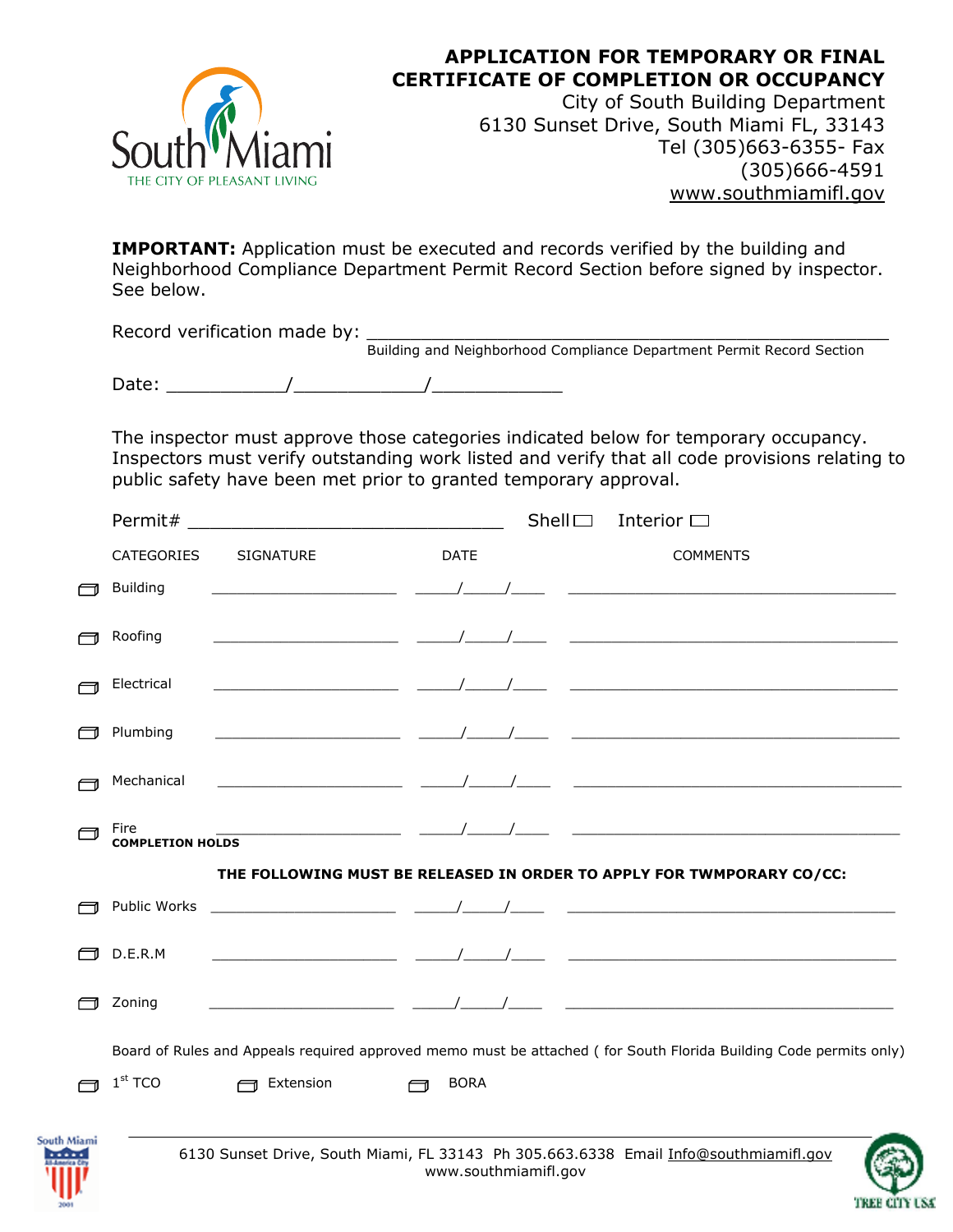# APPLICATION FOR TEMPORARY OR FINAL CERTIFICATE OF COMPLETION OR OCCUPANCY

City of South Building Department
6130 Sunset Drive, South Miami FL, 33143
Tel (305)663-6355- Fax (305)666-4591
www.southmiamifl.gov

**IMPORTANT:** Application must be executed and records verified by the building and Neighborhood Compliance Department Permit Record Section before signed by inspector. See below.

Record verification made by: ____________________________________________
Building and Neighborhood Compliance Department Permit Record Section

Date: ___________/____________/____________

The inspector must approve those categories indicated below for temporary occupancy. Inspectors must verify outstanding work listed and verify that all code provisions relating to public safety have been met prior to granted temporary approval.

Permit# ______________________________ Shell ☐ Interior ☐

| CATEGORIES | SIGNATURE | DATE | COMMENTS |
|---|---|---|---|
| ☐ Building | ____________________ | _____/_____/____ | ____________________________________ |
| ☐ Roofing | ____________________ | _____/_____/____ | ____________________________________ |
| ☐ Electrical | ____________________ | _____/_____/____ | ____________________________________ |
| ☐ Plumbing | ____________________ | _____/_____/____ | ____________________________________ |
| ☐ Mechanical | ____________________ | _____/_____/____ | ____________________________________ |
| ☐ Fire | ____________________ | _____/_____/____ | ____________________________________ |

**COMPLETION HOLDS**

**THE FOLLOWING MUST BE RELEASED IN ORDER TO APPLY FOR TWMPORARY CO/CC:**

| | | | |
|---|---|---|---|
| ☐ Public Works | ____________________ | _____/_____/____ | ____________________________________ |
| ☐ D.E.R.M | ____________________ | _____/_____/____ | ____________________________________ |
| ☐ Zoning | ____________________ | _____/_____/____ | ____________________________________ |

Board of Rules and Appeals required approved memo must be attached ( for South Florida Building Code permits only)

☐ 1st TCO ☐ Extension ☐ BORA

6130 Sunset Drive, South Miami, FL 33143 Ph 305.663.6338 Email Info@southmiamifl.gov
www.southmiamifl.gov